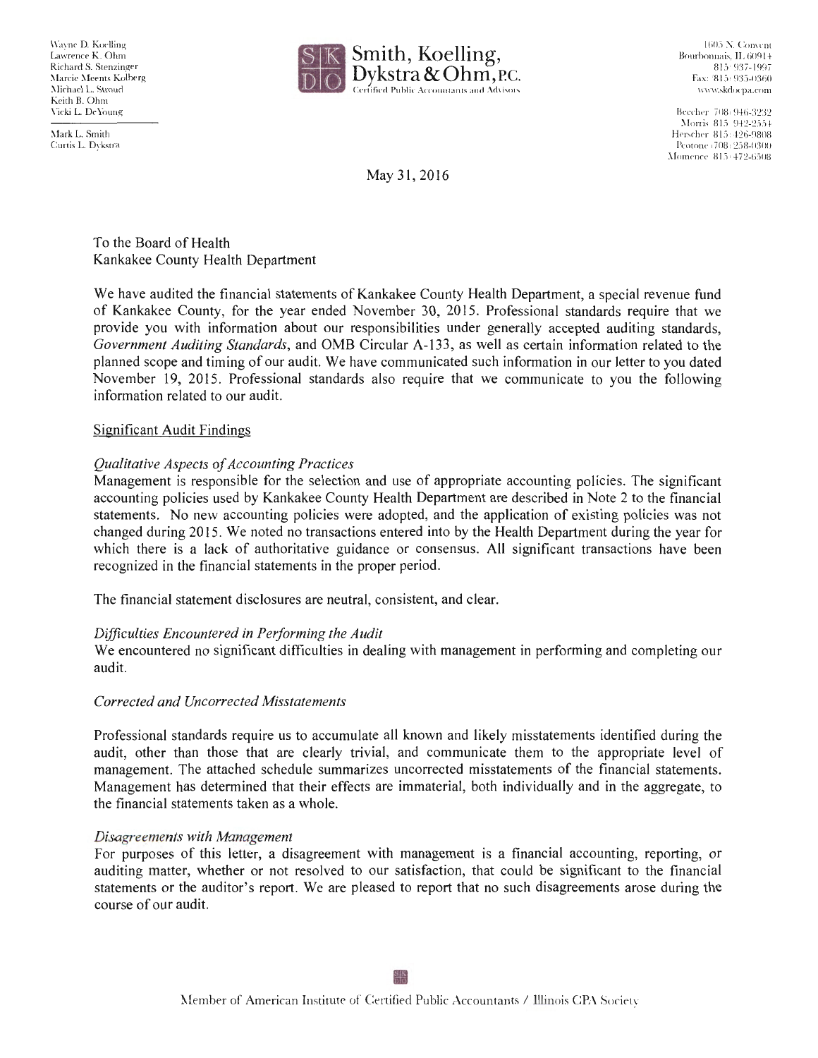Wayne D. Koelling
Lawrence K. Ohm
Richard S. Stenzinger
Marcie Meents Kolberg
Michael L. Swoud
Keith B. Ohm
Vicki L. DeYoung

Mark L. Smith
Curtis L. Dykstra

**Smith, Koelling, Dykstra & Ohm, P.C.**
Certified Public Accountants and Advisors

1605 N. Convent
Bourbonnais, IL 60914
815 937-1997
Fax: 815 935-0360
www.skdocpa.com

Beecher 708 946-3232
Morris 815 942-2554
Herscher 815 426-9808
Peotone 708 258-0300
Momence 815 472-6508

May 31, 2016

To the Board of Health
Kankakee County Health Department

We have audited the financial statements of Kankakee County Health Department, a special revenue fund of Kankakee County, for the year ended November 30, 2015. Professional standards require that we provide you with information about our responsibilities under generally accepted auditing standards, *Government Auditing Standards*, and OMB Circular A-133, as well as certain information related to the planned scope and timing of our audit. We have communicated such information in our letter to you dated November 19, 2015. Professional standards also require that we communicate to you the following information related to our audit.

## Significant Audit Findings

### *Qualitative Aspects of Accounting Practices*

Management is responsible for the selection and use of appropriate accounting policies. The significant accounting policies used by Kankakee County Health Department are described in Note 2 to the financial statements. No new accounting policies were adopted, and the application of existing policies was not changed during 2015. We noted no transactions entered into by the Health Department during the year for which there is a lack of authoritative guidance or consensus. All significant transactions have been recognized in the financial statements in the proper period.

The financial statement disclosures are neutral, consistent, and clear.

### *Difficulties Encountered in Performing the Audit*

We encountered no significant difficulties in dealing with management in performing and completing our audit.

### *Corrected and Uncorrected Misstatements*

Professional standards require us to accumulate all known and likely misstatements identified during the audit, other than those that are clearly trivial, and communicate them to the appropriate level of management. The attached schedule summarizes uncorrected misstatements of the financial statements. Management has determined that their effects are immaterial, both individually and in the aggregate, to the financial statements taken as a whole.

### *Disagreements with Management*

For purposes of this letter, a disagreement with management is a financial accounting, reporting, or auditing matter, whether or not resolved to our satisfaction, that could be significant to the financial statements or the auditor's report. We are pleased to report that no such disagreements arose during the course of our audit.

Member of American Institute of Certified Public Accountants / Illinois CPA Society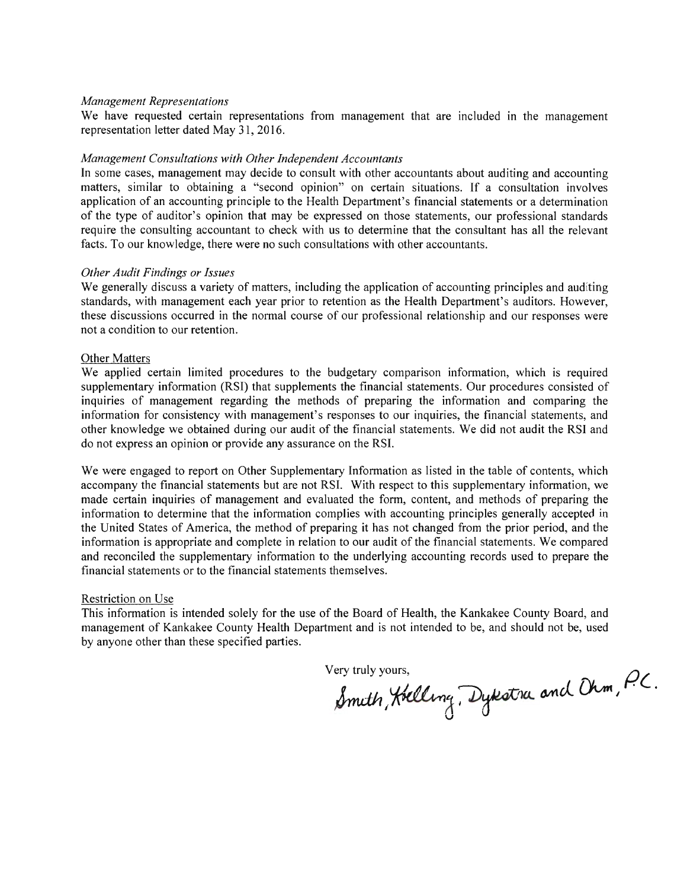*Management Representations*

We have requested certain representations from management that are included in the management representation letter dated May 31, 2016.

*Management Consultations with Other Independent Accountants*

In some cases, management may decide to consult with other accountants about auditing and accounting matters, similar to obtaining a "second opinion" on certain situations. If a consultation involves application of an accounting principle to the Health Department's financial statements or a determination of the type of auditor's opinion that may be expressed on those statements, our professional standards require the consulting accountant to check with us to determine that the consultant has all the relevant facts. To our knowledge, there were no such consultations with other accountants.

*Other Audit Findings or Issues*

We generally discuss a variety of matters, including the application of accounting principles and auditing standards, with management each year prior to retention as the Health Department's auditors. However, these discussions occurred in the normal course of our professional relationship and our responses were not a condition to our retention.

Other Matters

We applied certain limited procedures to the budgetary comparison information, which is required supplementary information (RSI) that supplements the financial statements. Our procedures consisted of inquiries of management regarding the methods of preparing the information and comparing the information for consistency with management's responses to our inquiries, the financial statements, and other knowledge we obtained during our audit of the financial statements. We did not audit the RSI and do not express an opinion or provide any assurance on the RSI.

We were engaged to report on Other Supplementary Information as listed in the table of contents, which accompany the financial statements but are not RSI. With respect to this supplementary information, we made certain inquiries of management and evaluated the form, content, and methods of preparing the information to determine that the information complies with accounting principles generally accepted in the United States of America, the method of preparing it has not changed from the prior period, and the information is appropriate and complete in relation to our audit of the financial statements. We compared and reconciled the supplementary information to the underlying accounting records used to prepare the financial statements or to the financial statements themselves.

Restriction on Use

This information is intended solely for the use of the Board of Health, the Kankakee County Board, and management of Kankakee County Health Department and is not intended to be, and should not be, used by anyone other than these specified parties.

Very truly yours,

Smith, Koelling, Dykstra and Ohm, P.C.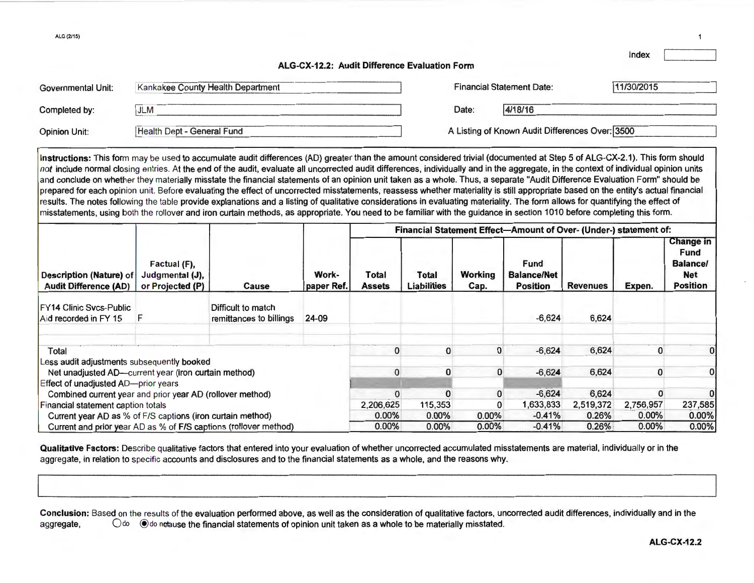ALG (2/15)

Index

## ALG-CX-12.2: Audit Difference Evaluation Form

Governmental Unit: Kankakee County Health Department

Financial Statement Date: 11/30/2015

Completed by: JLM

Date: 4/18/16

Opinion Unit: Health Dept - General Fund

A Listing of Known Audit Differences Over: 3500

**Instructions:** This form may be used to accumulate audit differences (AD) greater than the amount considered trivial (documented at Step 5 of ALG-CX-2.1). This form should *not* include normal closing entries. At the end of the audit, evaluate all uncorrected audit differences, individually and in the aggregate, in the context of individual opinion units and conclude on whether they materially misstate the financial statements of an opinion unit taken as a whole. Thus, a separate "Audit Difference Evaluation Form" should be prepared for each opinion unit. Before evaluating the effect of uncorrected misstatements, reassess whether materiality is still appropriate based on the entity's actual financial results. The notes following the table provide explanations and a listing of qualitative considerations in evaluating materiality. The form allows for quantifying the effect of misstatements, using both the rollover and iron curtain methods, as appropriate. You need to be familiar with the guidance in section 1010 before completing this form.

| | | | | Financial Statement Effect—Amount of Over- (Under-) statement of: | | | | | | |
|---|---|---|---|---|---|---|---|---|---|---|
| **Description (Nature) of Audit Difference (AD)** | **Factual (F), Judgmental (J), or Projected (P)** | **Cause** | **Work-paper Ref.** | **Total Assets** | **Total Liabilities** | **Working Cap.** | **Fund Balance/Net Position** | **Revenues** | **Expen.** | **Change in Fund Balance/ Net Position** |
| FY14 Clinic Svcs-Public Aid recorded in FY 15 | F | Difficult to match remittances to billings | 24-09 | | | | -6,624 | 6,624 | | |
| | | | | | | | | | | |
| Total | | | | 0 | 0 | 0 | -6,624 | 6,624 | 0 | 0 |
| Less audit adjustments subsequently booked | | | | | | | | | | |
| Net unadjusted AD—current year (iron curtain method) | | | | 0 | 0 | 0 | -6,624 | 6,624 | 0 | 0 |
| Effect of unadjusted AD—prior years | | | | | | | | | | |
| Combined current year and prior year AD (rollover method) | | | | 0 | 0 | 0 | -6,624 | 6,624 | 0 | 0 |
| Financial statement caption totals | | | | 2,206,625 | 115,353 | 0 | 1,633,833 | 2,519,372 | 2,756,957 | 237,585 |
| Current year AD as % of F/S captions (iron curtain method) | | | | 0.00% | 0.00% | 0.00% | -0.41% | 0.26% | 0.00% | 0.00% |
| Current and prior year AD as % of F/S captions (rollover method) | | | | 0.00% | 0.00% | 0.00% | -0.41% | 0.26% | 0.00% | 0.00% |

**Qualitative Factors:** Describe qualitative factors that entered into your evaluation of whether uncorrected accumulated misstatements are material, individually or in the aggregate, in relation to specific accounts and disclosures and to the financial statements as a whole, and the reasons why.

**Conclusion:** Based on the results of the evaluation performed above, as well as the consideration of qualitative factors, uncorrected audit differences, individually and in the aggregate, ○ do ◉ do not cause the financial statements of opinion unit taken as a whole to be materially misstated.

ALG-CX-12.2